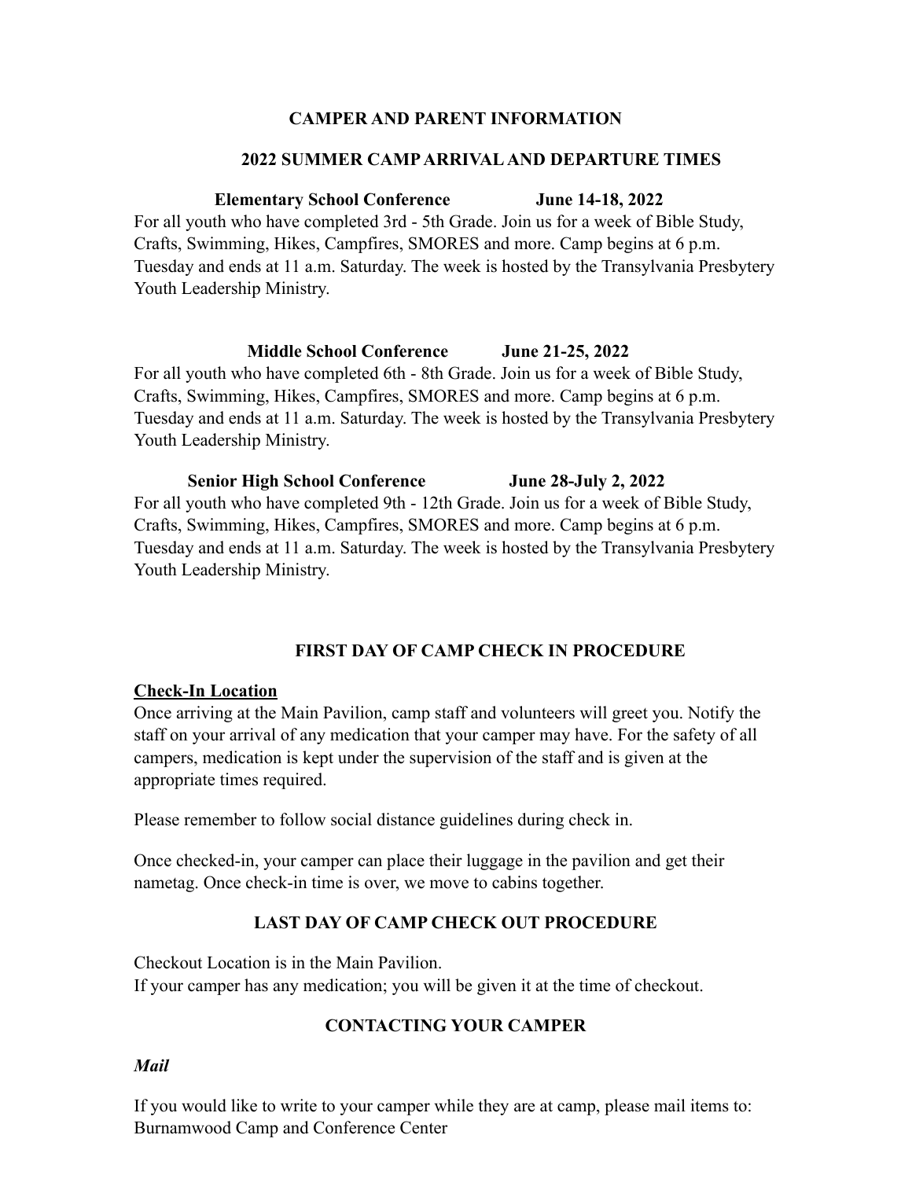## CAMPER AND PARENT INFORMATION

### 2022 SUMMER CAMP ARRIVAL AND DEPARTURE TIMES

**Elementary School Conference June 14-18, 2022**

For all youth who have completed 3rd - 5th Grade. Join us for a week of Bible Study, Crafts, Swimming, Hikes, Campfires, SMORES and more. Camp begins at 6 p.m. Tuesday and ends at 11 a.m. Saturday. The week is hosted by the Transylvania Presbytery Youth Leadership Ministry.

**Middle School Conference June 21-25, 2022**

For all youth who have completed 6th - 8th Grade. Join us for a week of Bible Study, Crafts, Swimming, Hikes, Campfires, SMORES and more. Camp begins at 6 p.m. Tuesday and ends at 11 a.m. Saturday. The week is hosted by the Transylvania Presbytery Youth Leadership Ministry.

**Senior High School Conference June 28-July 2, 2022**

For all youth who have completed 9th - 12th Grade. Join us for a week of Bible Study, Crafts, Swimming, Hikes, Campfires, SMORES and more. Camp begins at 6 p.m. Tuesday and ends at 11 a.m. Saturday. The week is hosted by the Transylvania Presbytery Youth Leadership Ministry.

### FIRST DAY OF CAMP CHECK IN PROCEDURE

**Check-In Location**

Once arriving at the Main Pavilion, camp staff and volunteers will greet you. Notify the staff on your arrival of any medication that your camper may have. For the safety of all campers, medication is kept under the supervision of the staff and is given at the appropriate times required.

Please remember to follow social distance guidelines during check in.

Once checked-in, your camper can place their luggage in the pavilion and get their nametag. Once check-in time is over, we move to cabins together.

### LAST DAY OF CAMP CHECK OUT PROCEDURE

Checkout Location is in the Main Pavilion.
If your camper has any medication; you will be given it at the time of checkout.

### CONTACTING YOUR CAMPER

***Mail***

If you would like to write to your camper while they are at camp, please mail items to:
Burnamwood Camp and Conference Center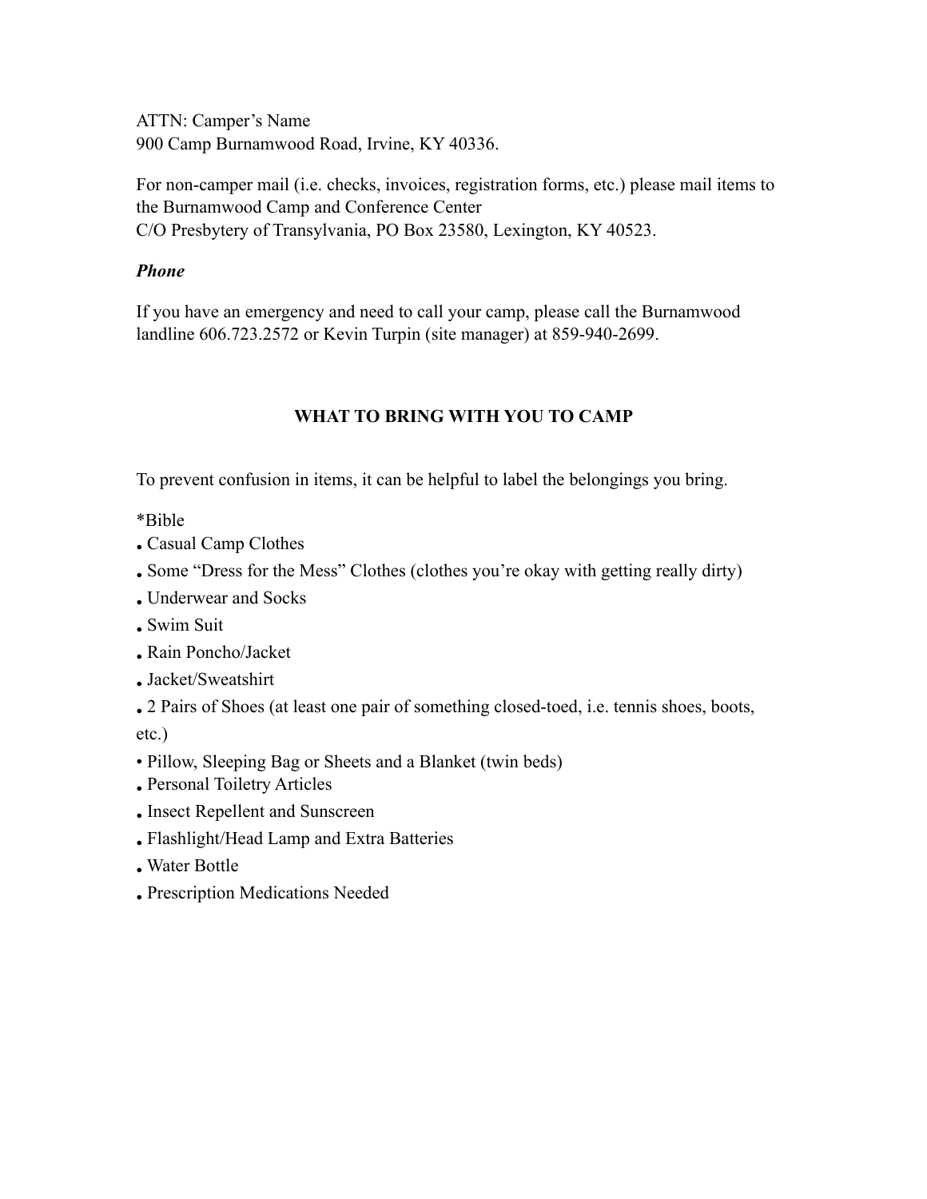ATTN: Camper's Name
900 Camp Burnamwood Road, Irvine, KY 40336.

For non-camper mail (i.e. checks, invoices, registration forms, etc.) please mail items to the Burnamwood Camp and Conference Center
C/O Presbytery of Transylvania, PO Box 23580, Lexington, KY 40523.

***Phone***

If you have an emergency and need to call your camp, please call the Burnamwood landline 606.723.2572 or Kevin Turpin (site manager) at 859-940-2699.

## WHAT TO BRING WITH YOU TO CAMP

To prevent confusion in items, it can be helpful to label the belongings you bring.

*Bible

- Casual Camp Clothes
- Some "Dress for the Mess" Clothes (clothes you're okay with getting really dirty)
- Underwear and Socks
- Swim Suit
- Rain Poncho/Jacket
- Jacket/Sweatshirt
- 2 Pairs of Shoes (at least one pair of something closed-toed, i.e. tennis shoes, boots, etc.)
- Pillow, Sleeping Bag or Sheets and a Blanket (twin beds)
- Personal Toiletry Articles
- Insect Repellent and Sunscreen
- Flashlight/Head Lamp and Extra Batteries
- Water Bottle
- Prescription Medications Needed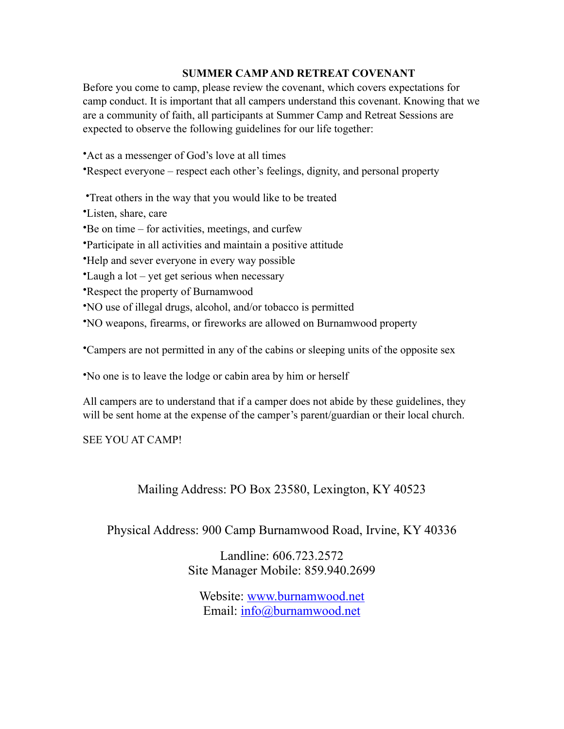**SUMMER CAMP AND RETREAT COVENANT**

Before you come to camp, please review the covenant, which covers expectations for camp conduct. It is important that all campers understand this covenant. Knowing that we are a community of faith, all participants at Summer Camp and Retreat Sessions are expected to observe the following guidelines for our life together:

- Act as a messenger of God's love at all times
- Respect everyone – respect each other's feelings, dignity, and personal property
- Treat others in the way that you would like to be treated
- Listen, share, care
- Be on time – for activities, meetings, and curfew
- Participate in all activities and maintain a positive attitude
- Help and sever everyone in every way possible
- Laugh a lot – yet get serious when necessary
- Respect the property of Burnamwood
- NO use of illegal drugs, alcohol, and/or tobacco is permitted
- NO weapons, firearms, or fireworks are allowed on Burnamwood property
- Campers are not permitted in any of the cabins or sleeping units of the opposite sex
- No one is to leave the lodge or cabin area by him or herself

All campers are to understand that if a camper does not abide by these guidelines, they will be sent home at the expense of the camper's parent/guardian or their local church.

SEE YOU AT CAMP!

Mailing Address: PO Box 23580, Lexington, KY 40523

Physical Address: 900 Camp Burnamwood Road, Irvine, KY 40336

Landline: 606.723.2572
Site Manager Mobile: 859.940.2699

Website: [www.burnamwood.net](http://www.burnamwood.net)
Email: [info@burnamwood.net](mailto:info@burnamwood.net)